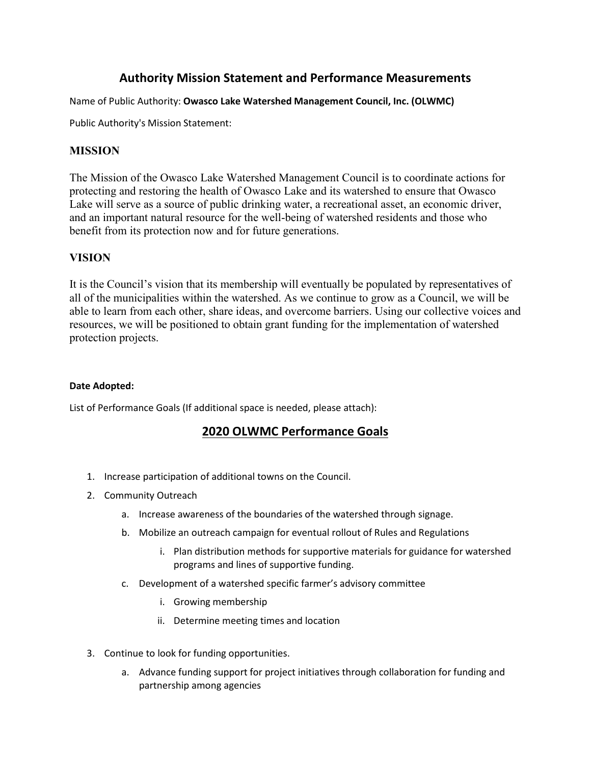# Authority Mission Statement and Performance Measurements

Name of Public Authority: **Owasco Lake Watershed Management Council, Inc. (OLWMC)**

Public Authority's Mission Statement:

## MISSION

The Mission of the Owasco Lake Watershed Management Council is to coordinate actions for protecting and restoring the health of Owasco Lake and its watershed to ensure that Owasco Lake will serve as a source of public drinking water, a recreational asset, an economic driver, and an important natural resource for the well-being of watershed residents and those who benefit from its protection now and for future generations.

## VISION

It is the Council's vision that its membership will eventually be populated by representatives of all of the municipalities within the watershed. As we continue to grow as a Council, we will be able to learn from each other, share ideas, and overcome barriers. Using our collective voices and resources, we will be positioned to obtain grant funding for the implementation of watershed protection projects.

**Date Adopted:**

List of Performance Goals (If additional space is needed, please attach):

## 2020 OLWMC Performance Goals

1. Increase participation of additional towns on the Council.
2. Community Outreach
    a. Increase awareness of the boundaries of the watershed through signage.
    b. Mobilize an outreach campaign for eventual rollout of Rules and Regulations
        i. Plan distribution methods for supportive materials for guidance for watershed programs and lines of supportive funding.
    c. Development of a watershed specific farmer's advisory committee
        i. Growing membership
        ii. Determine meeting times and location
3. Continue to look for funding opportunities.
    a. Advance funding support for project initiatives through collaboration for funding and partnership among agencies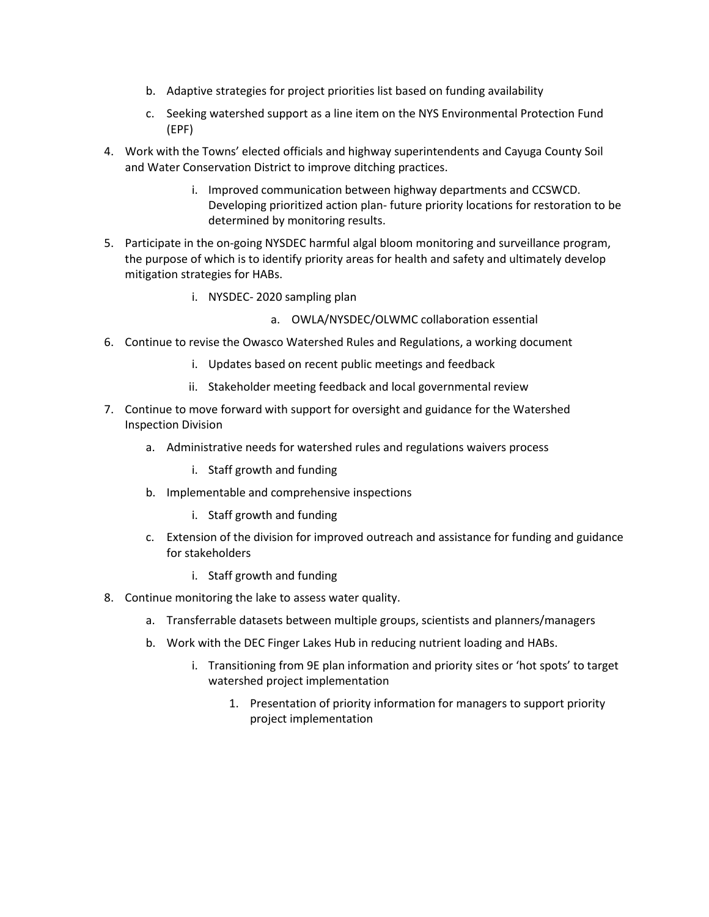b. Adaptive strategies for project priorities list based on funding availability
   c. Seeking watershed support as a line item on the NYS Environmental Protection Fund (EPF)

4. Work with the Towns' elected officials and highway superintendents and Cayuga County Soil and Water Conservation District to improve ditching practices.
   i. Improved communication between highway departments and CCSWCD. Developing prioritized action plan- future priority locations for restoration to be determined by monitoring results.

5. Participate in the on-going NYSDEC harmful algal bloom monitoring and surveillance program, the purpose of which is to identify priority areas for health and safety and ultimately develop mitigation strategies for HABs.
   i. NYSDEC- 2020 sampling plan
      a. OWLA/NYSDEC/OLWMC collaboration essential

6. Continue to revise the Owasco Watershed Rules and Regulations, a working document
   i. Updates based on recent public meetings and feedback
   ii. Stakeholder meeting feedback and local governmental review

7. Continue to move forward with support for oversight and guidance for the Watershed Inspection Division
   a. Administrative needs for watershed rules and regulations waivers process
      i. Staff growth and funding
   b. Implementable and comprehensive inspections
      i. Staff growth and funding
   c. Extension of the division for improved outreach and assistance for funding and guidance for stakeholders
      i. Staff growth and funding

8. Continue monitoring the lake to assess water quality.
   a. Transferrable datasets between multiple groups, scientists and planners/managers
   b. Work with the DEC Finger Lakes Hub in reducing nutrient loading and HABs.
      i. Transitioning from 9E plan information and priority sites or 'hot spots' to target watershed project implementation
         1. Presentation of priority information for managers to support priority project implementation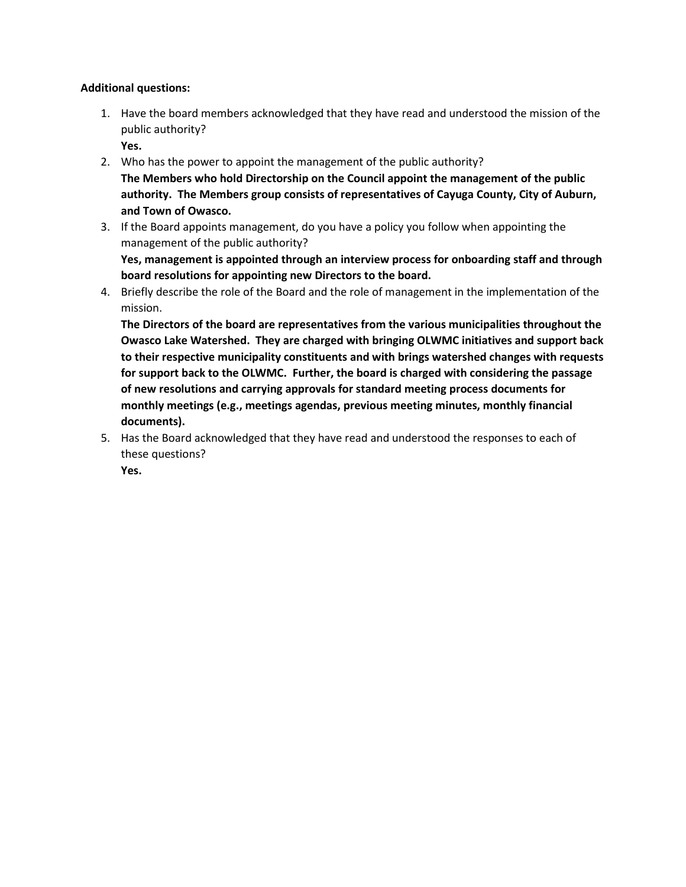**Additional questions:**

1. Have the board members acknowledged that they have read and understood the mission of the public authority?
   **Yes.**
2. Who has the power to appoint the management of the public authority?
   **The Members who hold Directorship on the Council appoint the management of the public authority. The Members group consists of representatives of Cayuga County, City of Auburn, and Town of Owasco.**
3. If the Board appoints management, do you have a policy you follow when appointing the management of the public authority?
   **Yes, management is appointed through an interview process for onboarding staff and through board resolutions for appointing new Directors to the board.**
4. Briefly describe the role of the Board and the role of management in the implementation of the mission.
   **The Directors of the board are representatives from the various municipalities throughout the Owasco Lake Watershed. They are charged with bringing OLWMC initiatives and support back to their respective municipality constituents and with brings watershed changes with requests for support back to the OLWMC. Further, the board is charged with considering the passage of new resolutions and carrying approvals for standard meeting process documents for monthly meetings (e.g., meetings agendas, previous meeting minutes, monthly financial documents).**
5. Has the Board acknowledged that they have read and understood the responses to each of these questions?
   **Yes.**